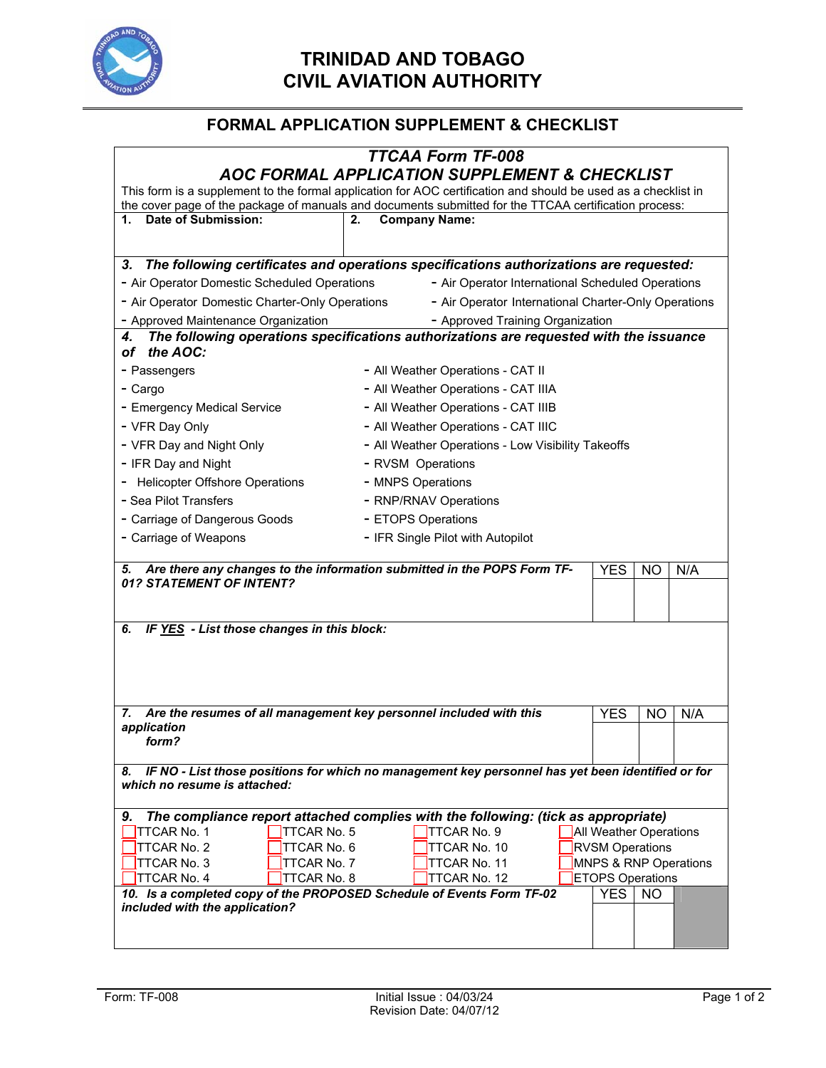# TRINIDAD AND TOBAGO CIVIL AVIATION AUTHORITY

## FORMAL APPLICATION SUPPLEMENT & CHECKLIST

### *TTCAA Form TF-008*

### *AOC FORMAL APPLICATION SUPPLEMENT & CHECKLIST*

This form is a supplement to the formal application for AOC certification and should be used as a checklist in the cover page of the package of manuals and documents submitted for the TTCAA certification process:

| 1. **Date of Submission:** | 2. **Company Name:** |
|---|---|
| | |

***3. The following certificates and operations specifications authorizations are requested:***

- Air Operator Domestic Scheduled Operations
- Air Operator International Scheduled Operations
- Air Operator Domestic Charter-Only Operations
- Air Operator International Charter-Only Operations
- Approved Maintenance Organization
- Approved Training Organization

***4. The following operations specifications authorizations are requested with the issuance of the AOC:***

- Passengers
- Cargo
- Emergency Medical Service
- VFR Day Only
- VFR Day and Night Only
- IFR Day and Night
- Helicopter Offshore Operations
- Sea Pilot Transfers
- Carriage of Dangerous Goods
- Carriage of Weapons
- All Weather Operations - CAT II
- All Weather Operations - CAT IIIA
- All Weather Operations - CAT IIIB
- All Weather Operations - CAT IIIC
- All Weather Operations - Low Visibility Takeoffs
- RVSM Operations
- MNPS Operations
- RNP/RNAV Operations
- ETOPS Operations
- IFR Single Pilot with Autopilot

| ***5. Are there any changes to the information submitted in the POPS Form TF-01? STATEMENT OF INTENT?*** | YES | NO | N/A |
|---|---|---|---|
| | | | |

***6. IF YES - List those changes in this block:***

| ***7. Are the resumes of all management key personnel included with this application form?*** | YES | NO | N/A |
|---|---|---|---|
| | | | |

***8. IF NO - List those positions for which no management key personnel has yet been identified or for which no resume is attached:***

***9. The compliance report attached complies with the following: (tick as appropriate)***

| | | | |
|---|---|---|---|
| ☐ TTCAR No. 1 | ☐ TTCAR No. 5 | ☐ TTCAR No. 9 | ☐ All Weather Operations |
| ☐ TTCAR No. 2 | ☐ TTCAR No. 6 | ☐ TTCAR No. 10 | ☐ RVSM Operations |
| ☐ TTCAR No. 3 | ☐ TTCAR No. 7 | ☐ TTCAR No. 11 | ☐ MNPS & RNP Operations |
| ☐ TTCAR No. 4 | ☐ TTCAR No. 8 | ☐ TTCAR No. 12 | ☐ ETOPS Operations |

| ***10. Is a completed copy of the PROPOSED Schedule of Events Form TF-02 included with the application?*** | YES | NO |
|---|---|---|
| | | |

Form: TF-008 | Initial Issue : 04/03/24 | Revision Date: 04/07/12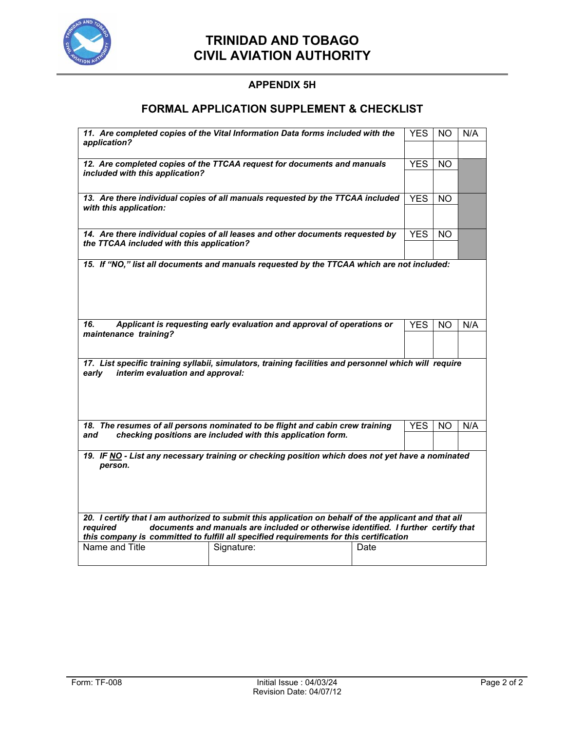# TRINIDAD AND TOBAGO CIVIL AVIATION AUTHORITY

## APPENDIX 5H

## FORMAL APPLICATION SUPPLEMENT & CHECKLIST

| | | | |
|---|---|---|---|
| ***11. Are completed copies of the Vital Information Data forms included with the application?*** | YES | NO | N/A |
| ***12. Are completed copies of the TTCAA request for documents and manuals included with this application?*** | YES | NO | |
| ***13. Are there individual copies of all manuals requested by the TTCAA included with this application:*** | YES | NO | |
| ***14. Are there individual copies of all leases and other documents requested by the TTCAA included with this application?*** | YES | NO | |
| ***15. If "NO," list all documents and manuals requested by the TTCAA which are not included:*** | | | |
| ***16. Applicant is requesting early evaluation and approval of operations or maintenance training?*** | YES | NO | N/A |
| ***17. List specific training syllabii, simulators, training facilities and personnel which will require early interim evaluation and approval:*** | | | |
| ***18. The resumes of all persons nominated to be flight and cabin crew training and checking positions are included with this application form.*** | YES | NO | N/A |
| ***19. IF NO - List any necessary training or checking position which does not yet have a nominated person.*** | | | |

***20. I certify that I am authorized to submit this application on behalf of the applicant and that all required documents and manuals are included or otherwise identified. I further certify that this company is committed to fulfill all specified requirements for this certification***

| Name and Title | Signature: | Date |
|---|---|---|
| | | |

Form: TF-008

Initial Issue : 04/03/24
Revision Date: 04/07/12